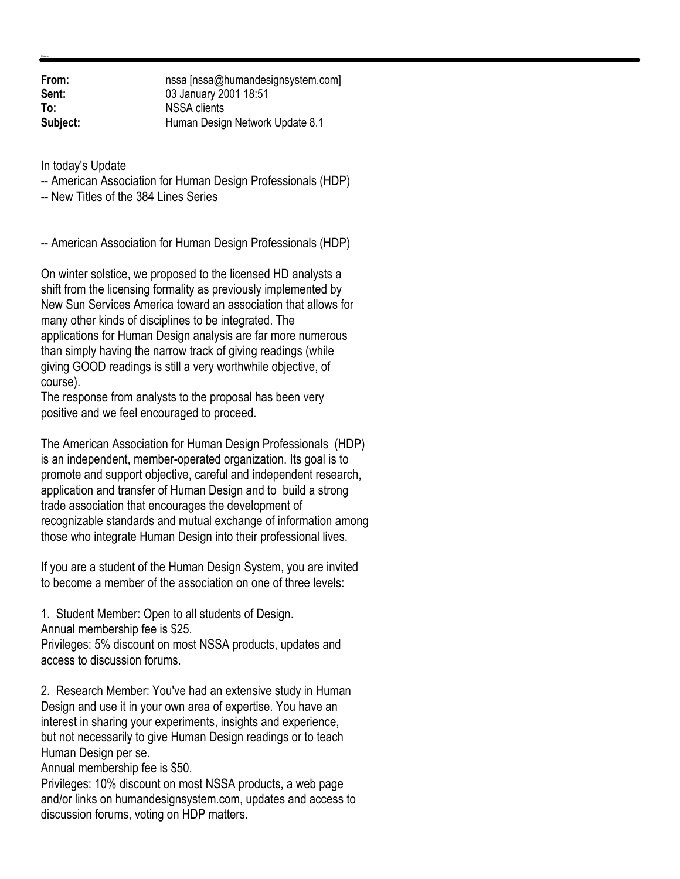**From:** nssa [nssa@humandesignsystem.com]
**Sent:** 03 January 2001 18:51
**To:** NSSA clients
**Subject:** Human Design Network Update 8.1

In today's Update
-- American Association for Human Design Professionals (HDP)
-- New Titles of the 384 Lines Series

-- American Association for Human Design Professionals (HDP)

On winter solstice, we proposed to the licensed HD analysts a shift from the licensing formality as previously implemented by New Sun Services America toward an association that allows for many other kinds of disciplines to be integrated. The applications for Human Design analysis are far more numerous than simply having the narrow track of giving readings (while giving GOOD readings is still a very worthwhile objective, of course).
The response from analysts to the proposal has been very positive and we feel encouraged to proceed.

The American Association for Human Design Professionals (HDP) is an independent, member-operated organization. Its goal is to promote and support objective, careful and independent research, application and transfer of Human Design and to build a strong trade association that encourages the development of recognizable standards and mutual exchange of information among those who integrate Human Design into their professional lives.

If you are a student of the Human Design System, you are invited to become a member of the association on one of three levels:

1. Student Member: Open to all students of Design.
Annual membership fee is $25.
Privileges: 5% discount on most NSSA products, updates and access to discussion forums.

2. Research Member: You've had an extensive study in Human Design and use it in your own area of expertise. You have an interest in sharing your experiments, insights and experience, but not necessarily to give Human Design readings or to teach Human Design per se.
Annual membership fee is $50.
Privileges: 10% discount on most NSSA products, a web page and/or links on humandesignsystem.com, updates and access to discussion forums, voting on HDP matters.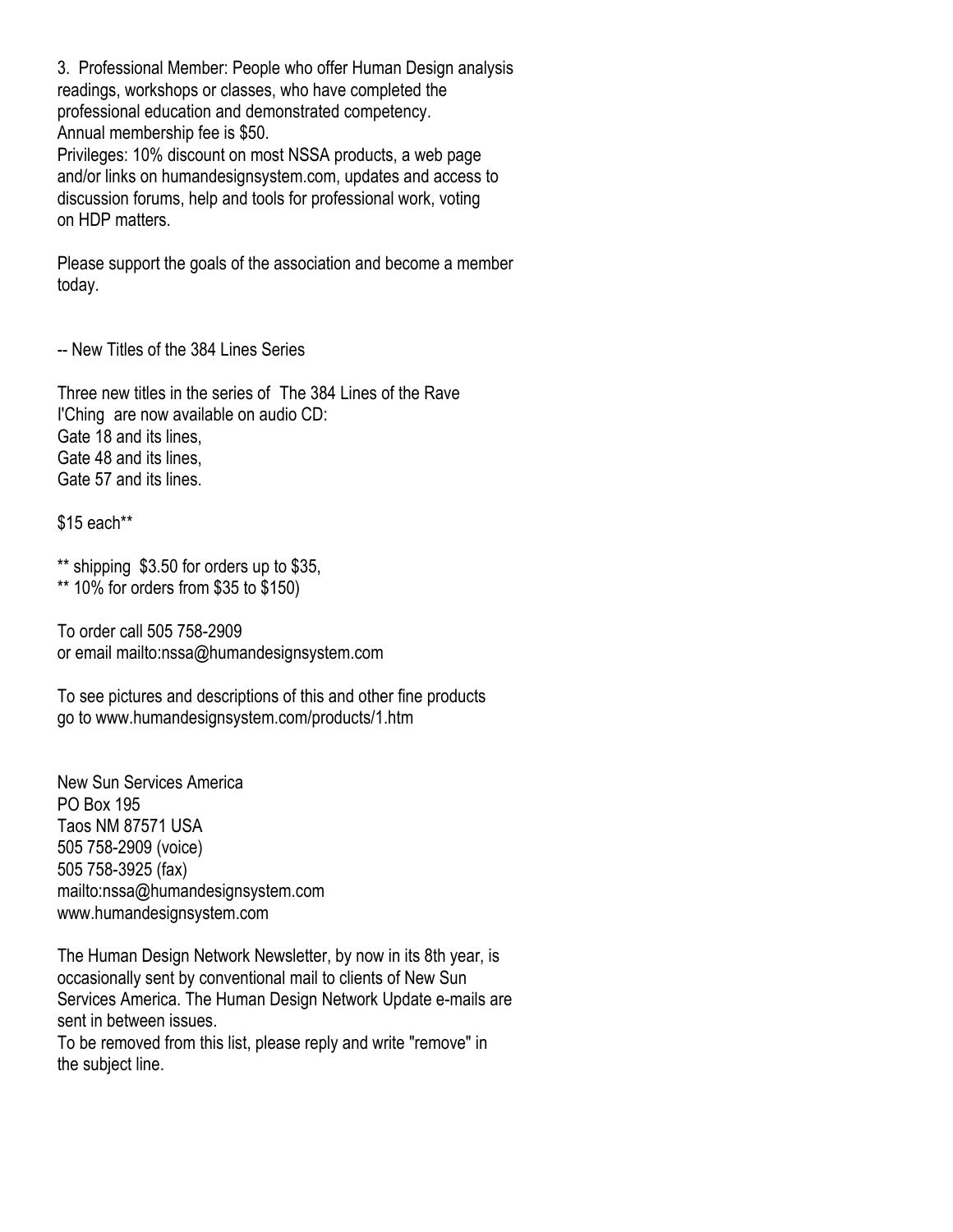3. Professional Member: People who offer Human Design analysis readings, workshops or classes, who have completed the professional education and demonstrated competency.
Annual membership fee is $50.
Privileges: 10% discount on most NSSA products, a web page and/or links on humandesignsystem.com, updates and access to discussion forums, help and tools for professional work, voting on HDP matters.

Please support the goals of the association and become a member today.

-- New Titles of the 384 Lines Series

Three new titles in the series of The 384 Lines of the Rave I'Ching are now available on audio CD:
Gate 18 and its lines,
Gate 48 and its lines,
Gate 57 and its lines.

$15 each**

** shipping $3.50 for orders up to $35,
** 10% for orders from $35 to $150)

To order call 505 758-2909
or email mailto:nssa@humandesignsystem.com

To see pictures and descriptions of this and other fine products go to www.humandesignsystem.com/products/1.htm

New Sun Services America
PO Box 195
Taos NM 87571 USA
505 758-2909 (voice)
505 758-3925 (fax)
mailto:nssa@humandesignsystem.com
www.humandesignsystem.com

The Human Design Network Newsletter, by now in its 8th year, is occasionally sent by conventional mail to clients of New Sun Services America. The Human Design Network Update e-mails are sent in between issues.
To be removed from this list, please reply and write "remove" in the subject line.